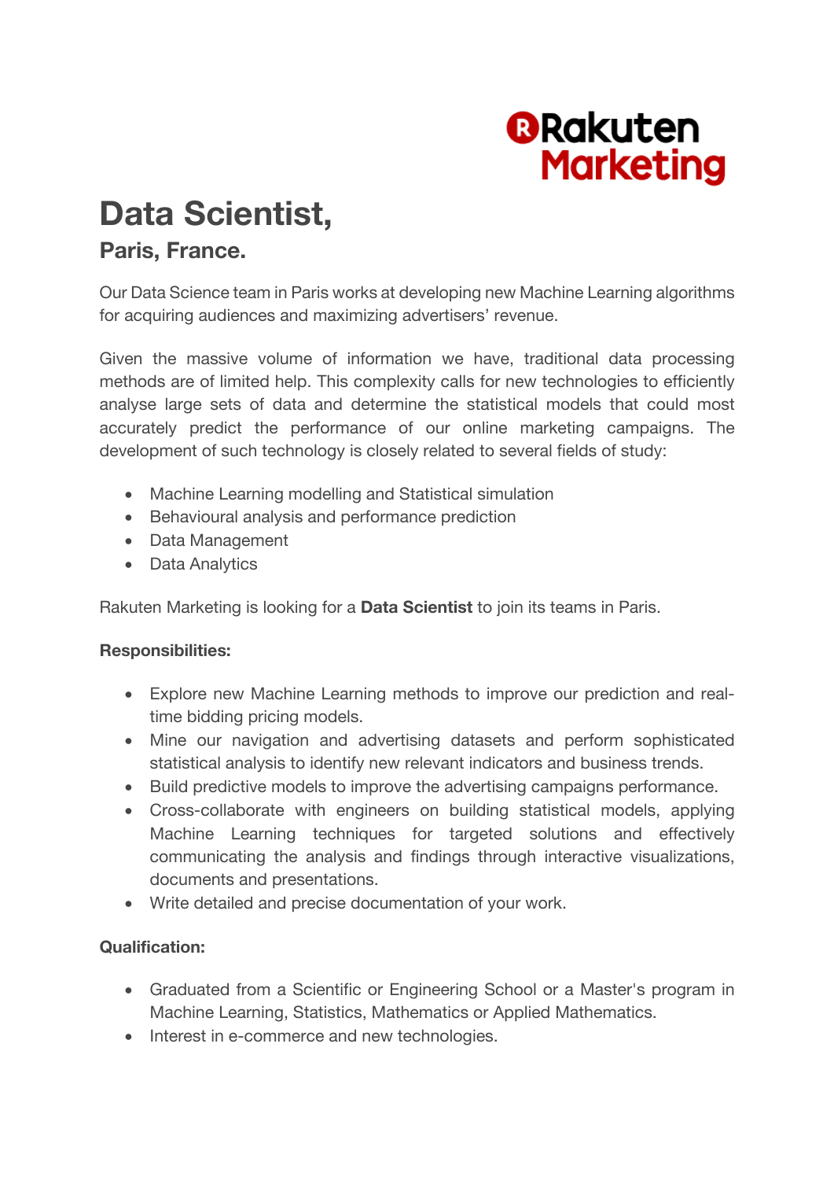Rakuten Marketing

# Data Scientist,

## Paris, France.

Our Data Science team in Paris works at developing new Machine Learning algorithms for acquiring audiences and maximizing advertisers' revenue.

Given the massive volume of information we have, traditional data processing methods are of limited help. This complexity calls for new technologies to efficiently analyse large sets of data and determine the statistical models that could most accurately predict the performance of our online marketing campaigns. The development of such technology is closely related to several fields of study:

- Machine Learning modelling and Statistical simulation
- Behavioural analysis and performance prediction
- Data Management
- Data Analytics

Rakuten Marketing is looking for a **Data Scientist** to join its teams in Paris.

**Responsibilities:**

- Explore new Machine Learning methods to improve our prediction and real-time bidding pricing models.
- Mine our navigation and advertising datasets and perform sophisticated statistical analysis to identify new relevant indicators and business trends.
- Build predictive models to improve the advertising campaigns performance.
- Cross-collaborate with engineers on building statistical models, applying Machine Learning techniques for targeted solutions and effectively communicating the analysis and findings through interactive visualizations, documents and presentations.
- Write detailed and precise documentation of your work.

**Qualification:**

- Graduated from a Scientific or Engineering School or a Master's program in Machine Learning, Statistics, Mathematics or Applied Mathematics.
- Interest in e-commerce and new technologies.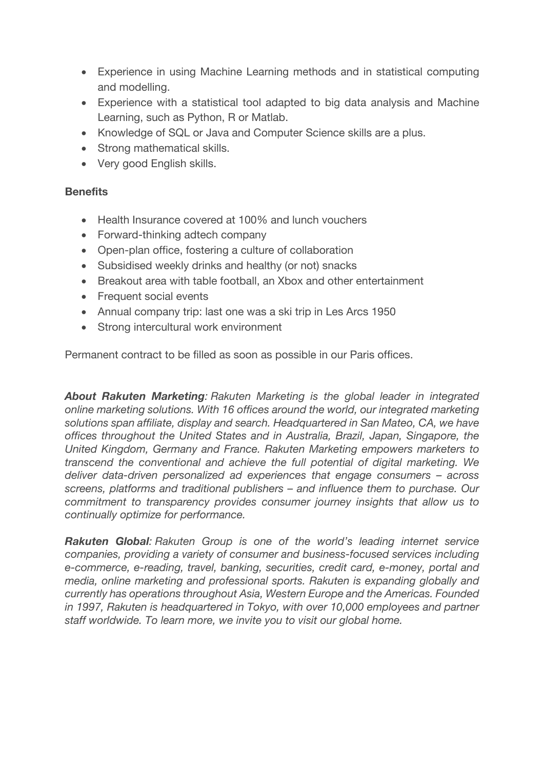- Experience in using Machine Learning methods and in statistical computing and modelling.
- Experience with a statistical tool adapted to big data analysis and Machine Learning, such as Python, R or Matlab.
- Knowledge of SQL or Java and Computer Science skills are a plus.
- Strong mathematical skills.
- Very good English skills.

**Benefits**

- Health Insurance covered at 100% and lunch vouchers
- Forward-thinking adtech company
- Open-plan office, fostering a culture of collaboration
- Subsidised weekly drinks and healthy (or not) snacks
- Breakout area with table football, an Xbox and other entertainment
- Frequent social events
- Annual company trip: last one was a ski trip in Les Arcs 1950
- Strong intercultural work environment

Permanent contract to be filled as soon as possible in our Paris offices.

***About Rakuten Marketing****: Rakuten Marketing is the global leader in integrated online marketing solutions. With 16 offices around the world, our integrated marketing solutions span affiliate, display and search. Headquartered in San Mateo, CA, we have offices throughout the United States and in Australia, Brazil, Japan, Singapore, the United Kingdom, Germany and France. Rakuten Marketing empowers marketers to transcend the conventional and achieve the full potential of digital marketing. We deliver data-driven personalized ad experiences that engage consumers – across screens, platforms and traditional publishers – and influence them to purchase. Our commitment to transparency provides consumer journey insights that allow us to continually optimize for performance.*

***Rakuten Global****: Rakuten Group is one of the world's leading internet service companies, providing a variety of consumer and business-focused services including e-commerce, e-reading, travel, banking, securities, credit card, e-money, portal and media, online marketing and professional sports. Rakuten is expanding globally and currently has operations throughout Asia, Western Europe and the Americas. Founded in 1997, Rakuten is headquartered in Tokyo, with over 10,000 employees and partner staff worldwide. To learn more, we invite you to visit our global home.*